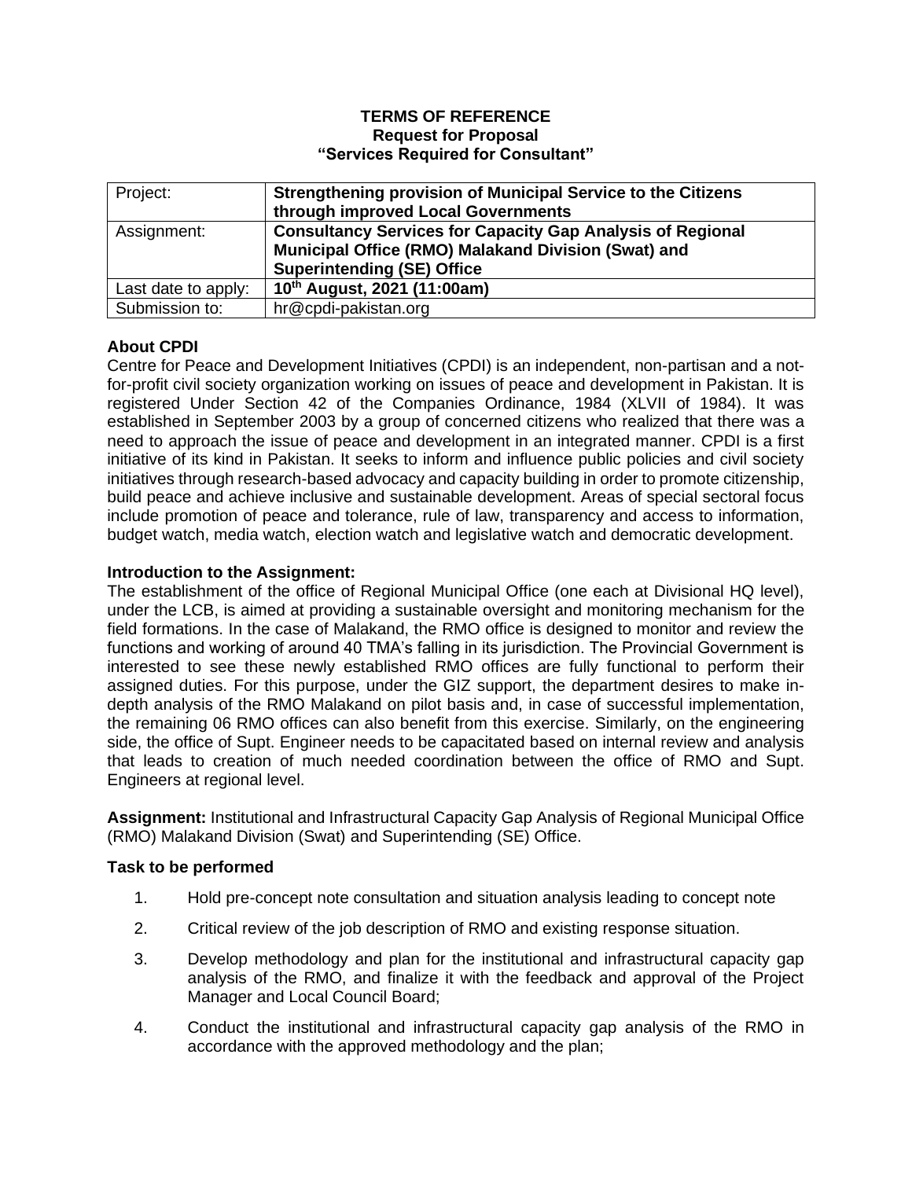**TERMS OF REFERENCE**
**Request for Proposal**
**"Services Required for Consultant"**

| | |
|---|---|
| Project: | **Strengthening provision of Municipal Service to the Citizens through improved Local Governments** |
| Assignment: | **Consultancy Services for Capacity Gap Analysis of Regional Municipal Office (RMO) Malakand Division (Swat) and Superintending (SE) Office** |
| Last date to apply: | **10th August, 2021 (11:00am)** |
| Submission to: | hr@cpdi-pakistan.org |

**About CPDI**

Centre for Peace and Development Initiatives (CPDI) is an independent, non-partisan and a not-for-profit civil society organization working on issues of peace and development in Pakistan. It is registered Under Section 42 of the Companies Ordinance, 1984 (XLVII of 1984). It was established in September 2003 by a group of concerned citizens who realized that there was a need to approach the issue of peace and development in an integrated manner. CPDI is a first initiative of its kind in Pakistan. It seeks to inform and influence public policies and civil society initiatives through research-based advocacy and capacity building in order to promote citizenship, build peace and achieve inclusive and sustainable development. Areas of special sectoral focus include promotion of peace and tolerance, rule of law, transparency and access to information, budget watch, media watch, election watch and legislative watch and democratic development.

**Introduction to the Assignment:**

The establishment of the office of Regional Municipal Office (one each at Divisional HQ level), under the LCB, is aimed at providing a sustainable oversight and monitoring mechanism for the field formations. In the case of Malakand, the RMO office is designed to monitor and review the functions and working of around 40 TMA's falling in its jurisdiction. The Provincial Government is interested to see these newly established RMO offices are fully functional to perform their assigned duties. For this purpose, under the GIZ support, the department desires to make in-depth analysis of the RMO Malakand on pilot basis and, in case of successful implementation, the remaining 06 RMO offices can also benefit from this exercise. Similarly, on the engineering side, the office of Supt. Engineer needs to be capacitated based on internal review and analysis that leads to creation of much needed coordination between the office of RMO and Supt. Engineers at regional level.

**Assignment:** Institutional and Infrastructural Capacity Gap Analysis of Regional Municipal Office (RMO) Malakand Division (Swat) and Superintending (SE) Office.

**Task to be performed**

1. Hold pre-concept note consultation and situation analysis leading to concept note
2. Critical review of the job description of RMO and existing response situation.
3. Develop methodology and plan for the institutional and infrastructural capacity gap analysis of the RMO, and finalize it with the feedback and approval of the Project Manager and Local Council Board;
4. Conduct the institutional and infrastructural capacity gap analysis of the RMO in accordance with the approved methodology and the plan;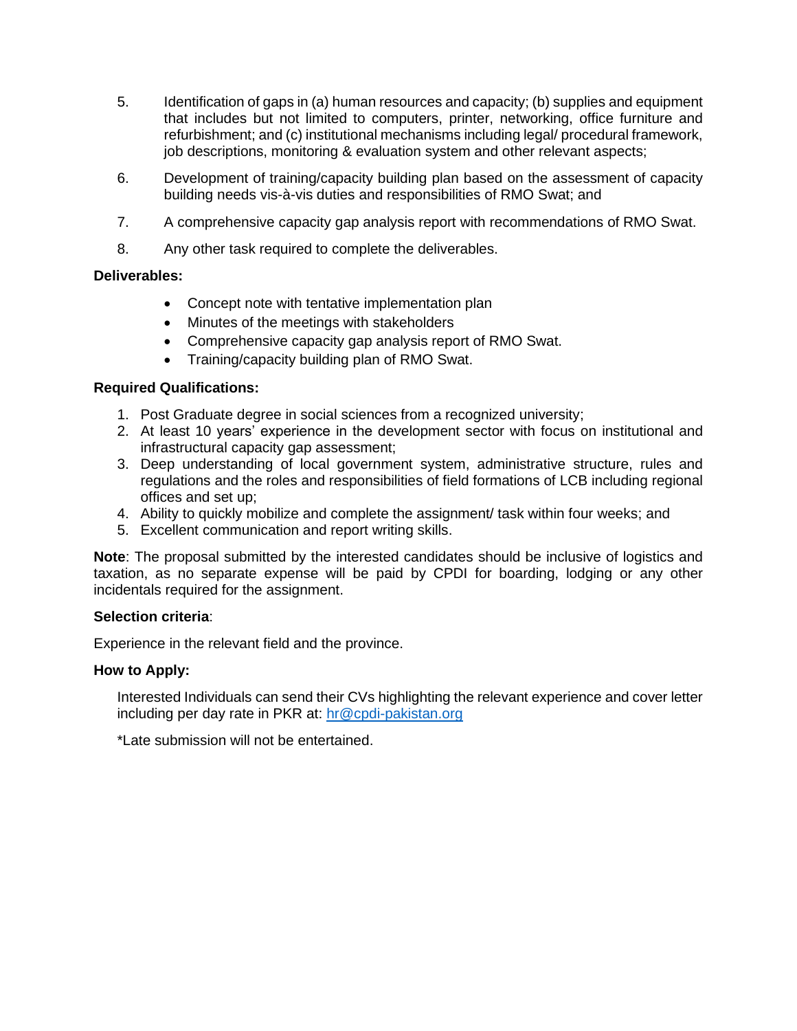5. Identification of gaps in (a) human resources and capacity; (b) supplies and equipment that includes but not limited to computers, printer, networking, office furniture and refurbishment; and (c) institutional mechanisms including legal/ procedural framework, job descriptions, monitoring & evaluation system and other relevant aspects;

6. Development of training/capacity building plan based on the assessment of capacity building needs vis-à-vis duties and responsibilities of RMO Swat; and

7. A comprehensive capacity gap analysis report with recommendations of RMO Swat.

8. Any other task required to complete the deliverables.

**Deliverables:**

- Concept note with tentative implementation plan
- Minutes of the meetings with stakeholders
- Comprehensive capacity gap analysis report of RMO Swat.
- Training/capacity building plan of RMO Swat.

**Required Qualifications:**

1. Post Graduate degree in social sciences from a recognized university;
2. At least 10 years' experience in the development sector with focus on institutional and infrastructural capacity gap assessment;
3. Deep understanding of local government system, administrative structure, rules and regulations and the roles and responsibilities of field formations of LCB including regional offices and set up;
4. Ability to quickly mobilize and complete the assignment/ task within four weeks; and
5. Excellent communication and report writing skills.

**Note**: The proposal submitted by the interested candidates should be inclusive of logistics and taxation, as no separate expense will be paid by CPDI for boarding, lodging or any other incidentals required for the assignment.

**Selection criteria**:

Experience in the relevant field and the province.

**How to Apply:**

Interested Individuals can send their CVs highlighting the relevant experience and cover letter including per day rate in PKR at: hr@cpdi-pakistan.org

*Late submission will not be entertained.